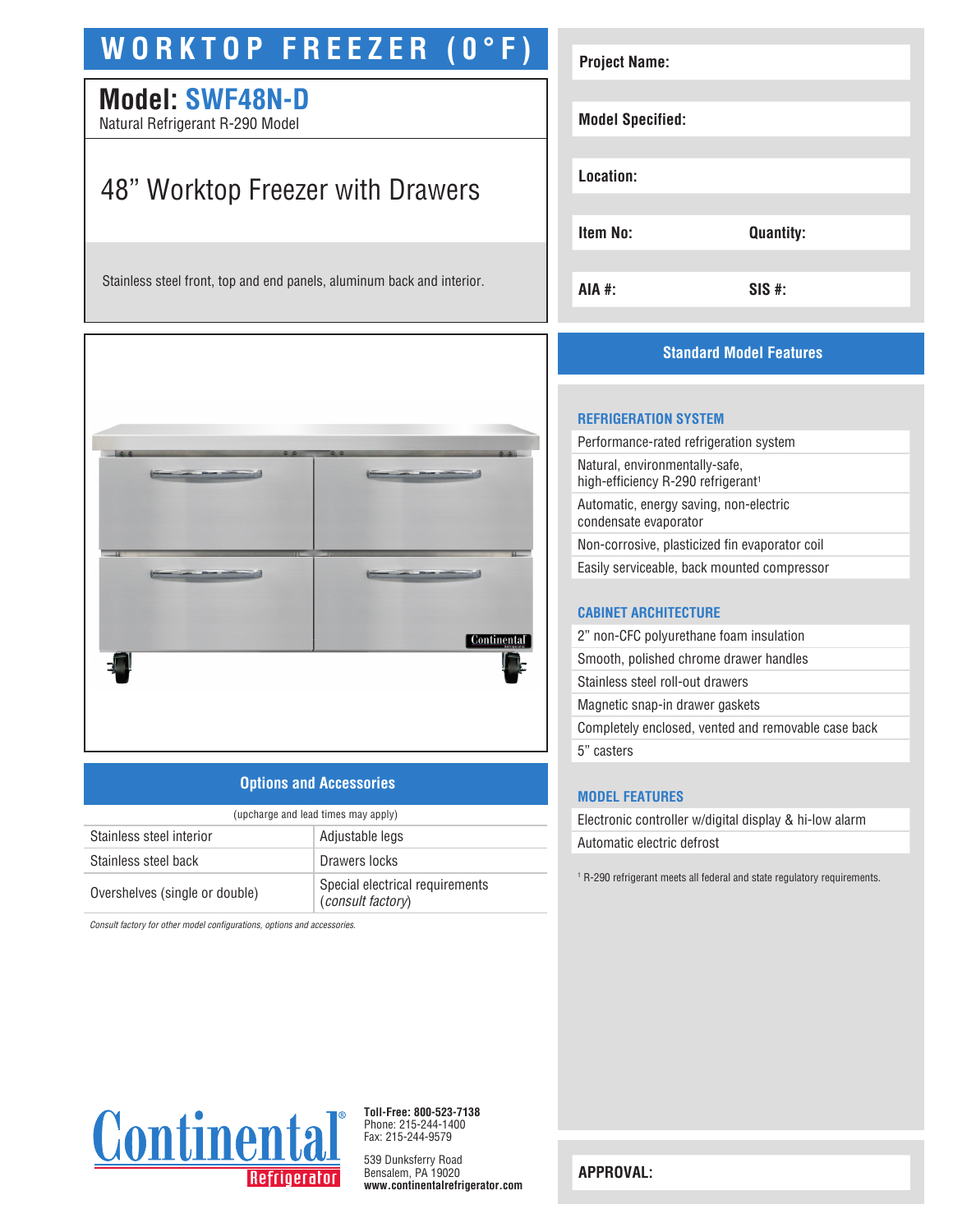# WORKTOP FREEZER (0°F)

## Model: SWF48N-D

Natural Refrigerant R-290 Model

## 48" Worktop Freezer with Drawers

Stainless steel front, top and end panels, aluminum back and interior.

| Project Name: | |
|---|---|
| Model Specified: | |
| Location: | |
| Item No: | Quantity: |
| AIA #: | SIS #: |

## Standard Model Features

### REFRIGERATION SYSTEM

- Performance-rated refrigeration system
- Natural, environmentally-safe, high-efficiency R-290 refrigerant[1]
- Automatic, energy saving, non-electric condensate evaporator
- Non-corrosive, plasticized fin evaporator coil
- Easily serviceable, back mounted compressor

### CABINET ARCHITECTURE

- 2" non-CFC polyurethane foam insulation
- Smooth, polished chrome drawer handles
- Stainless steel roll-out drawers
- Magnetic snap-in drawer gaskets
- Completely enclosed, vented and removable case back
- 5" casters

### MODEL FEATURES

- Electronic controller w/digital display & hi-low alarm
- Automatic electric defrost

[1] R-290 refrigerant meets all federal and state regulatory requirements.

## Options and Accessories

(upcharge and lead times may apply)

| | |
|---|---|
| Stainless steel interior | Adjustable legs |
| Stainless steel back | Drawers locks |
| Overshelves (single or double) | Special electrical requirements (*consult factory*) |

*Consult factory for other model configurations, options and accessories.*

Continental Refrigerator

**Toll-Free: 800-523-7138**
Phone: 215-244-1400
Fax: 215-244-9579

539 Dunksferry Road
Bensalem, PA 19020
**www.continentalrefrigerator.com**

**APPROVAL:**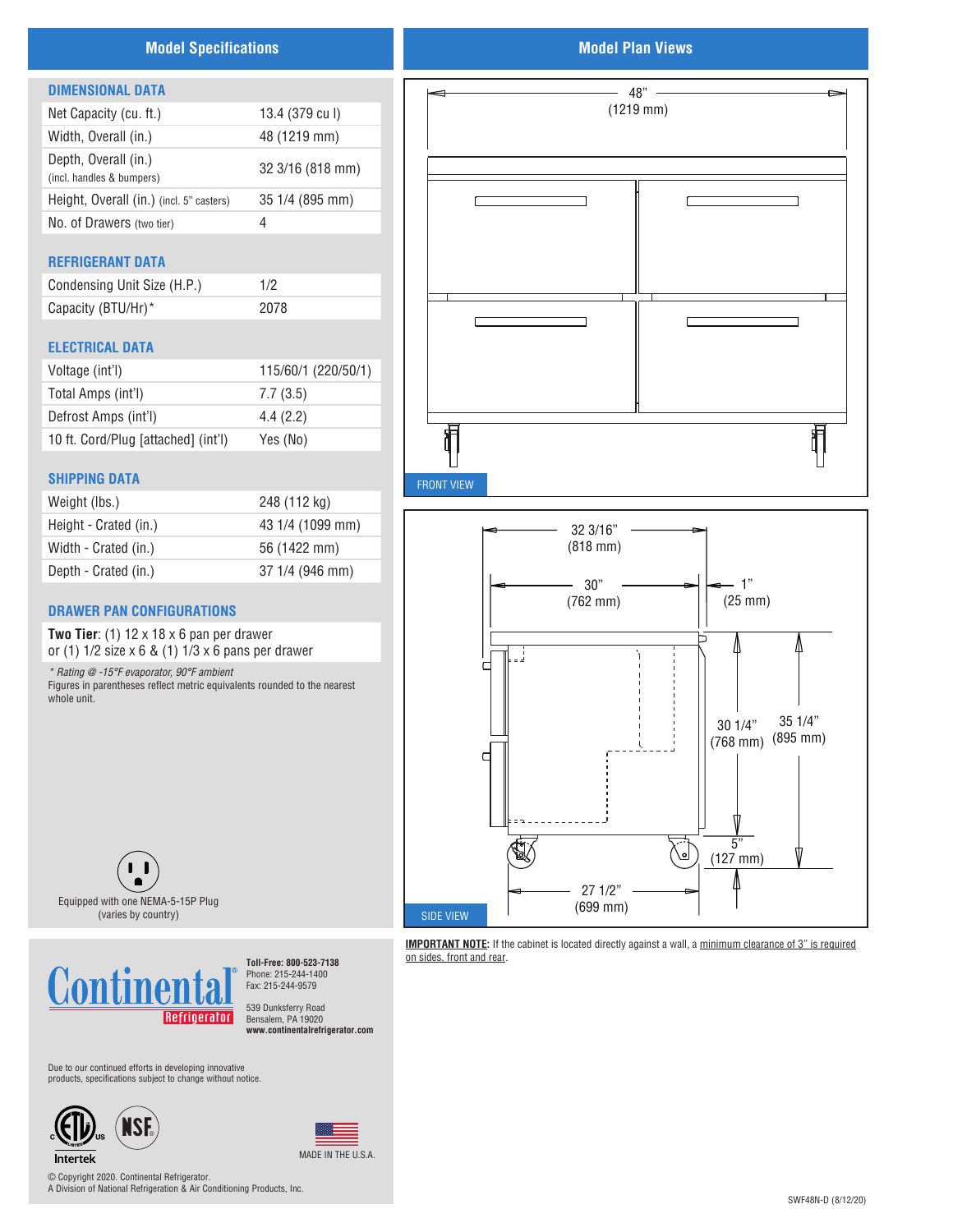## Model Specifications

### DIMENSIONAL DATA

| | |
|---|---|
| Net Capacity (cu. ft.) | 13.4 (379 cu l) |
| Width, Overall (in.) | 48 (1219 mm) |
| Depth, Overall (in.) (incl. handles & bumpers) | 32 3/16 (818 mm) |
| Height, Overall (in.) (incl. 5" casters) | 35 1/4 (895 mm) |
| No. of Drawers (two tier) | 4 |

### REFRIGERANT DATA

| | |
|---|---|
| Condensing Unit Size (H.P.) | 1/2 |
| Capacity (BTU/Hr)* | 2078 |

### ELECTRICAL DATA

| | |
|---|---|
| Voltage (int'l) | 115/60/1 (220/50/1) |
| Total Amps (int'l) | 7.7 (3.5) |
| Defrost Amps (int'l) | 4.4 (2.2) |
| 10 ft. Cord/Plug [attached] (int'l) | Yes (No) |

### SHIPPING DATA

| | |
|---|---|
| Weight (lbs.) | 248 (112 kg) |
| Height - Crated (in.) | 43 1/4 (1099 mm) |
| Width - Crated (in.) | 56 (1422 mm) |
| Depth - Crated (in.) | 37 1/4 (946 mm) |

### DRAWER PAN CONFIGURATIONS

**Two Tier**: (1) 12 x 18 x 6 pan per drawer
or (1) 1/2 size x 6 & (1) 1/3 x 6 pans per drawer

*\* Rating @ -15°F evaporator, 90°F ambient*
Figures in parentheses reflect metric equivalents rounded to the nearest whole unit.

Equipped with one NEMA-5-15P Plug (varies by country)

**Toll-Free: 800-523-7138**
Phone: 215-244-1400
Fax: 215-244-9579

539 Dunksferry Road
Bensalem, PA 19020
**www.continentalrefrigerator.com**

Due to our continued efforts in developing innovative products, specifications subject to change without notice.

MADE IN THE U.S.A.

© Copyright 2020. Continental Refrigerator.
A Division of National Refrigeration & Air Conditioning Products, Inc.

## Model Plan Views

48"
(1219 mm)

FRONT VIEW

32 3/16"
(818 mm)
30"
(762 mm)
1"
(25 mm)
30 1/4"
(768 mm)
35 1/4"
(895 mm)
5"
(127 mm)
27 1/2"
(699 mm)

SIDE VIEW

**IMPORTANT NOTE:** If the cabinet is located directly against a wall, a minimum clearance of 3" is required on sides, front and rear.

SWF48N-D (8/12/20)